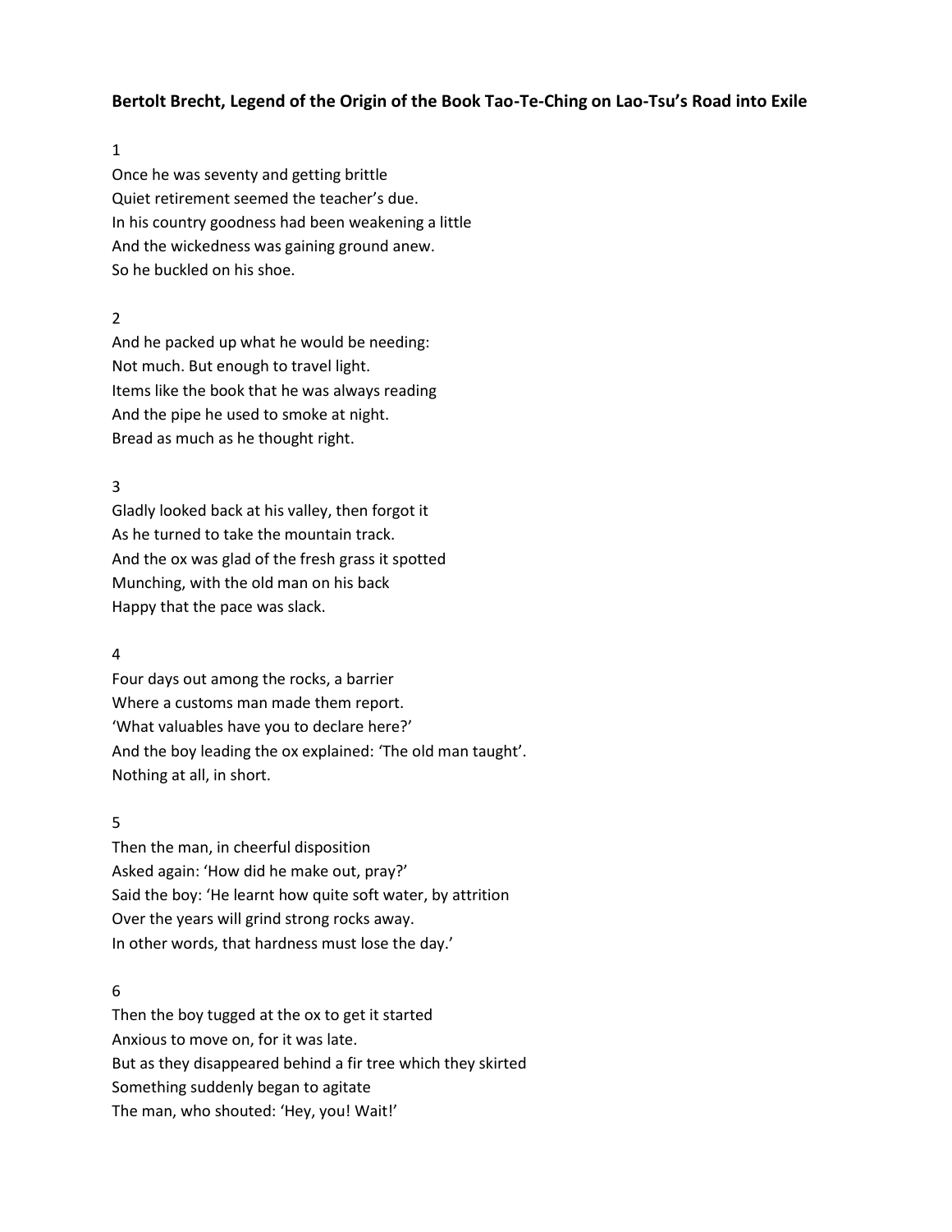**Bertolt Brecht, Legend of the Origin of the Book Tao-Te-Ching on Lao-Tsu's Road into Exile**

1

Once he was seventy and getting brittle  
Quiet retirement seemed the teacher's due.  
In his country goodness had been weakening a little  
And the wickedness was gaining ground anew.  
So he buckled on his shoe.

2

And he packed up what he would be needing:  
Not much. But enough to travel light.  
Items like the book that he was always reading  
And the pipe he used to smoke at night.  
Bread as much as he thought right.

3

Gladly looked back at his valley, then forgot it  
As he turned to take the mountain track.  
And the ox was glad of the fresh grass it spotted  
Munching, with the old man on his back  
Happy that the pace was slack.

4

Four days out among the rocks, a barrier  
Where a customs man made them report.  
'What valuables have you to declare here?'  
And the boy leading the ox explained: 'The old man taught'.  
Nothing at all, in short.

5

Then the man, in cheerful disposition  
Asked again: 'How did he make out, pray?'  
Said the boy: 'He learnt how quite soft water, by attrition  
Over the years will grind strong rocks away.  
In other words, that hardness must lose the day.'

6

Then the boy tugged at the ox to get it started  
Anxious to move on, for it was late.  
But as they disappeared behind a fir tree which they skirted  
Something suddenly began to agitate  
The man, who shouted: 'Hey, you! Wait!'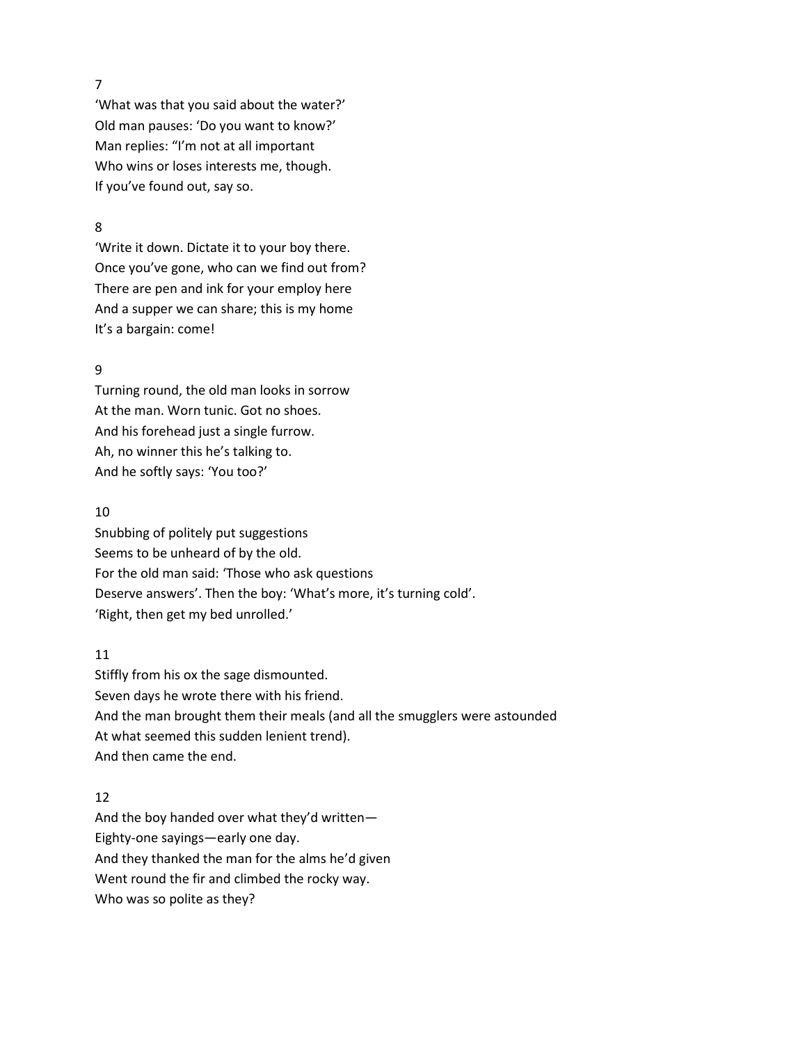7

'What was that you said about the water?'
Old man pauses: 'Do you want to know?'
Man replies: "I'm not at all important
Who wins or loses interests me, though.
If you've found out, say so.

8

'Write it down. Dictate it to your boy there.
Once you've gone, who can we find out from?
There are pen and ink for your employ here
And a supper we can share; this is my home
It's a bargain: come!

9

Turning round, the old man looks in sorrow
At the man. Worn tunic. Got no shoes.
And his forehead just a single furrow.
Ah, no winner this he's talking to.
And he softly says: 'You too?'

10

Snubbing of politely put suggestions
Seems to be unheard of by the old.
For the old man said: 'Those who ask questions
Deserve answers'. Then the boy: 'What's more, it's turning cold'.
'Right, then get my bed unrolled.'

11

Stiffly from his ox the sage dismounted.
Seven days he wrote there with his friend.
And the man brought them their meals (and all the smugglers were astounded
At what seemed this sudden lenient trend).
And then came the end.

12

And the boy handed over what they'd written—
Eighty-one sayings—early one day.
And they thanked the man for the alms he'd given
Went round the fir and climbed the rocky way.
Who was so polite as they?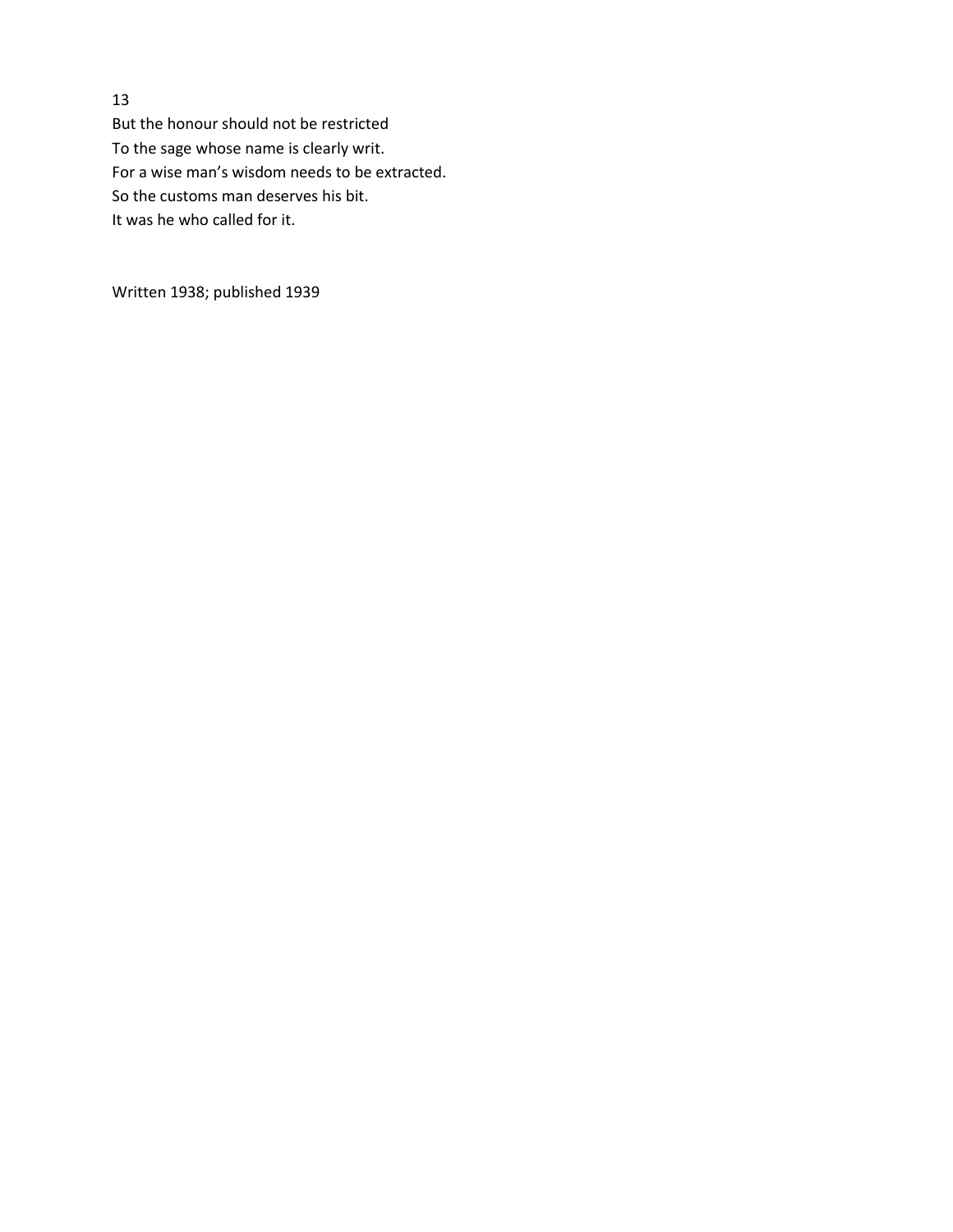13

But the honour should not be restricted
To the sage whose name is clearly writ.
For a wise man's wisdom needs to be extracted.
So the customs man deserves his bit.
It was he who called for it.

Written 1938; published 1939